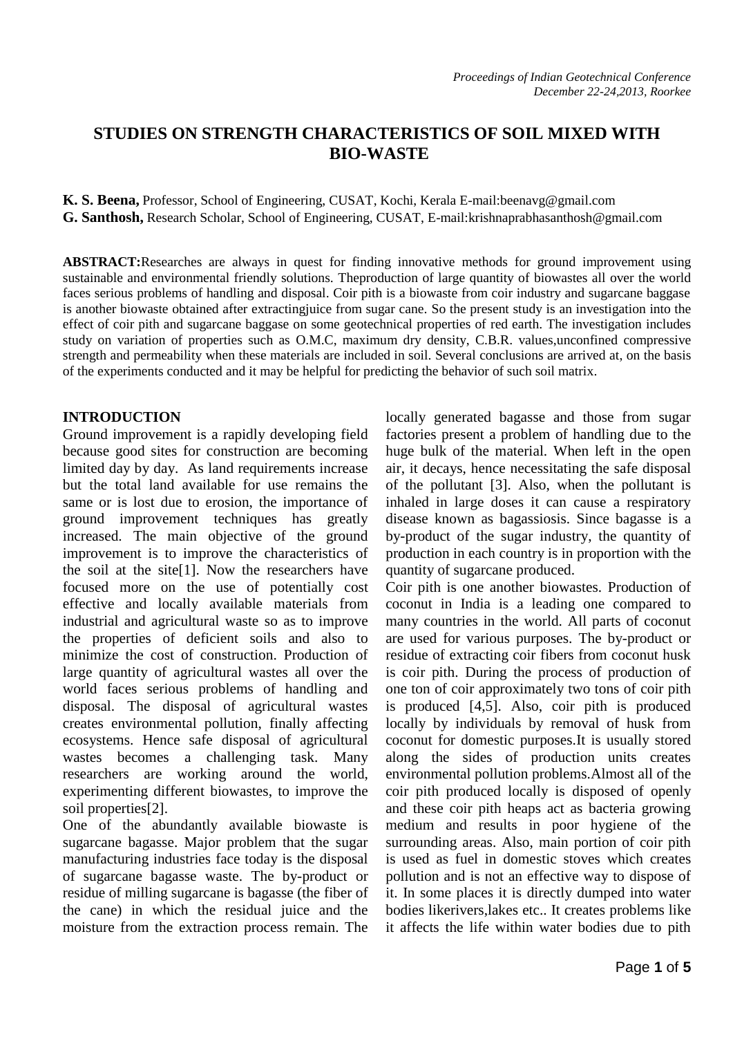# STUDIES ON STRENGTH CHARACTERISTICS OF SOIL MIXED WITH BIO-WASTE

**K. S. Beena,** Professor, School of Engineering, CUSAT, Kochi, Kerala E-mail:beenavg@gmail.com
**G. Santhosh,** Research Scholar, School of Engineering, CUSAT, E-mail:krishnaprabhasanthosh@gmail.com

**ABSTRACT:**Researches are always in quest for finding innovative methods for ground improvement using sustainable and environmental friendly solutions. Theproduction of large quantity of biowastes all over the world faces serious problems of handling and disposal. Coir pith is a biowaste from coir industry and sugarcane baggase is another biowaste obtained after extractingjuice from sugar cane. So the present study is an investigation into the effect of coir pith and sugarcane baggase on some geotechnical properties of red earth. The investigation includes study on variation of properties such as O.M.C, maximum dry density, C.B.R. values,unconfined compressive strength and permeability when these materials are included in soil. Several conclusions are arrived at, on the basis of the experiments conducted and it may be helpful for predicting the behavior of such soil matrix.

## INTRODUCTION

Ground improvement is a rapidly developing field because good sites for construction are becoming limited day by day. As land requirements increase but the total land available for use remains the same or is lost due to erosion, the importance of ground improvement techniques has greatly increased. The main objective of the ground improvement is to improve the characteristics of the soil at the site[1]. Now the researchers have focused more on the use of potentially cost effective and locally available materials from industrial and agricultural waste so as to improve the properties of deficient soils and also to minimize the cost of construction. Production of large quantity of agricultural wastes all over the world faces serious problems of handling and disposal. The disposal of agricultural wastes creates environmental pollution, finally affecting ecosystems. Hence safe disposal of agricultural wastes becomes a challenging task. Many researchers are working around the world, experimenting different biowastes, to improve the soil properties[2].

One of the abundantly available biowaste is sugarcane bagasse. Major problem that the sugar manufacturing industries face today is the disposal of sugarcane bagasse waste. The by-product or residue of milling sugarcane is bagasse (the fiber of the cane) in which the residual juice and the moisture from the extraction process remain. The locally generated bagasse and those from sugar factories present a problem of handling due to the huge bulk of the material. When left in the open air, it decays, hence necessitating the safe disposal of the pollutant [3]. Also, when the pollutant is inhaled in large doses it can cause a respiratory disease known as bagassiosis. Since bagasse is a by-product of the sugar industry, the quantity of production in each country is in proportion with the quantity of sugarcane produced.

Coir pith is one another biowastes. Production of coconut in India is a leading one compared to many countries in the world. All parts of coconut are used for various purposes. The by-product or residue of extracting coir fibers from coconut husk is coir pith. During the process of production of one ton of coir approximately two tons of coir pith is produced [4,5]. Also, coir pith is produced locally by individuals by removal of husk from coconut for domestic purposes.It is usually stored along the sides of production units creates environmental pollution problems.Almost all of the coir pith produced locally is disposed of openly and these coir pith heaps act as bacteria growing medium and results in poor hygiene of the surrounding areas. Also, main portion of coir pith is used as fuel in domestic stoves which creates pollution and is not an effective way to dispose of it. In some places it is directly dumped into water bodies likerivers,lakes etc.. It creates problems like it affects the life within water bodies due to pith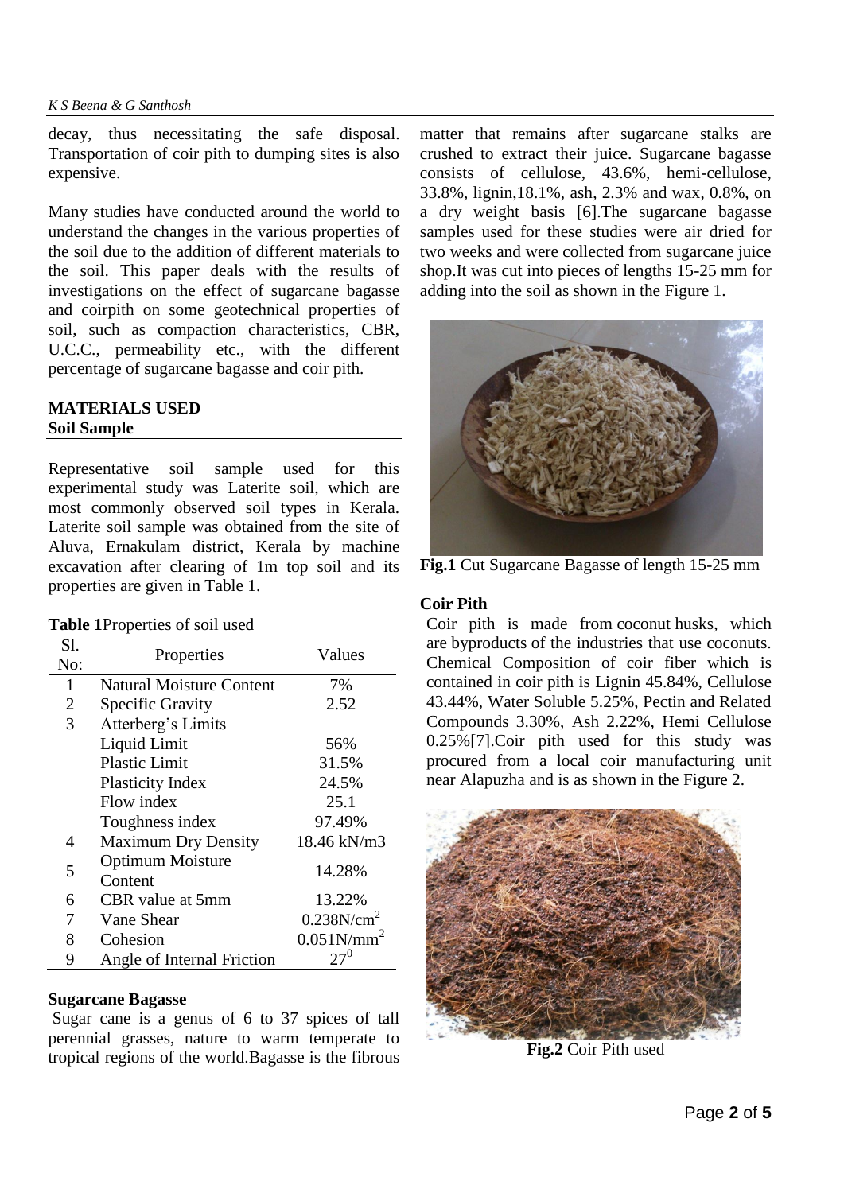decay, thus necessitating the safe disposal. Transportation of coir pith to dumping sites is also expensive.

Many studies have conducted around the world to understand the changes in the various properties of the soil due to the addition of different materials to the soil. This paper deals with the results of investigations on the effect of sugarcane bagasse and coirpith on some geotechnical properties of soil, such as compaction characteristics, CBR, U.C.C., permeability etc., with the different percentage of sugarcane bagasse and coir pith.

## MATERIALS USED

### Soil Sample

Representative soil sample used for this experimental study was Laterite soil, which are most commonly observed soil types in Kerala. Laterite soil sample was obtained from the site of Aluva, Ernakulam district, Kerala by machine excavation after clearing of 1m top soil and its properties are given in Table 1.

**Table 1**Properties of soil used

| Sl. No: | Properties | Values |
|---|---|---|
| 1 | Natural Moisture Content | 7% |
| 2 | Specific Gravity | 2.52 |
| 3 | Atterberg's Limits | |
| | Liquid Limit | 56% |
| | Plastic Limit | 31.5% |
| | Plasticity Index | 24.5% |
| | Flow index | 25.1 |
| | Toughness index | 97.49% |
| 4 | Maximum Dry Density | 18.46 kN/m3 |
| 5 | Optimum Moisture Content | 14.28% |
| 6 | CBR value at 5mm | 13.22% |
| 7 | Vane Shear | $0.238N/cm^2$ |
| 8 | Cohesion | $0.051N/mm^2$ |
| 9 | Angle of Internal Friction | $27^0$ |

### Sugarcane Bagasse

Sugar cane is a genus of 6 to 37 spices of tall perennial grasses, nature to warm temperate to tropical regions of the world.Bagasse is the fibrous matter that remains after sugarcane stalks are crushed to extract their juice. Sugarcane bagasse consists of cellulose, 43.6%, hemi-cellulose, 33.8%, lignin,18.1%, ash, 2.3% and wax, 0.8%, on a dry weight basis [6].The sugarcane bagasse samples used for these studies were air dried for two weeks and were collected from sugarcane juice shop.It was cut into pieces of lengths 15-25 mm for adding into the soil as shown in the Figure 1.

**Fig.1** Cut Sugarcane Bagasse of length 15-25 mm

### Coir Pith

Coir pith is made from coconut husks, which are byproducts of the industries that use coconuts. Chemical Composition of coir fiber which is contained in coir pith is Lignin 45.84%, Cellulose 43.44%, Water Soluble 5.25%, Pectin and Related Compounds 3.30%, Ash 2.22%, Hemi Cellulose 0.25%[7].Coir pith used for this study was procured from a local coir manufacturing unit near Alapuzha and is as shown in the Figure 2.

**Fig.2** Coir Pith used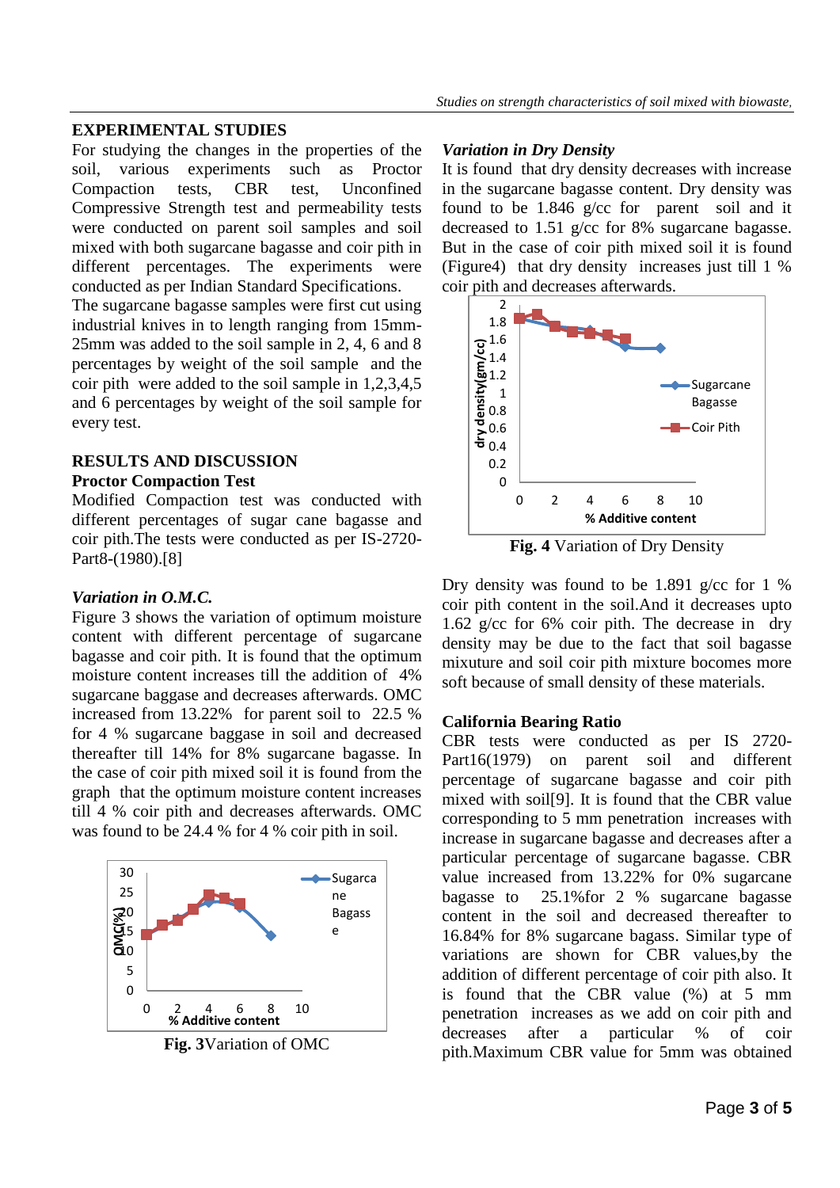## EXPERIMENTAL STUDIES

For studying the changes in the properties of the soil, various experiments such as Proctor Compaction tests, CBR test, Unconfined Compressive Strength test and permeability tests were conducted on parent soil samples and soil mixed with both sugarcane bagasse and coir pith in different percentages. The experiments were conducted as per Indian Standard Specifications.

The sugarcane bagasse samples were first cut using industrial knives in to length ranging from 15mm-25mm was added to the soil sample in 2, 4, 6 and 8 percentages by weight of the soil sample and the coir pith were added to the soil sample in 1,2,3,4,5 and 6 percentages by weight of the soil sample for every test.

## RESULTS AND DISCUSSION

### Proctor Compaction Test

Modified Compaction test was conducted with different percentages of sugar cane bagasse and coir pith.The tests were conducted as per IS-2720-Part8-(1980).[8]

#### *Variation in O.M.C.*

Figure 3 shows the variation of optimum moisture content with different percentage of sugarcane bagasse and coir pith. It is found that the optimum moisture content increases till the addition of 4% sugarcane baggase and decreases afterwards. OMC increased from 13.22% for parent soil to 22.5 % for 4 % sugarcane baggase in soil and decreased thereafter till 14% for 8% sugarcane bagasse. In the case of coir pith mixed soil it is found from the graph that the optimum moisture content increases till 4 % coir pith and decreases afterwards. OMC was found to be 24.4 % for 4 % coir pith in soil.

**Fig. 3**Variation of OMC

#### *Variation in Dry Density*

It is found that dry density decreases with increase in the sugarcane bagasse content. Dry density was found to be 1.846 g/cc for parent soil and it decreased to 1.51 g/cc for 8% sugarcane bagasse. But in the case of coir pith mixed soil it is found (Figure4) that dry density increases just till 1 % coir pith and decreases afterwards.

**Fig. 4** Variation of Dry Density

Dry density was found to be 1.891 g/cc for 1 % coir pith content in the soil.And it decreases upto 1.62 g/cc for 6% coir pith. The decrease in dry density may be due to the fact that soil bagasse mixuture and soil coir pith mixture bocomes more soft because of small density of these materials.

### California Bearing Ratio

CBR tests were conducted as per IS 2720-Part16(1979) on parent soil and different percentage of sugarcane bagasse and coir pith mixed with soil[9]. It is found that the CBR value corresponding to 5 mm penetration increases with increase in sugarcane bagasse and decreases after a particular percentage of sugarcane bagasse. CBR value increased from 13.22% for 0% sugarcane bagasse to 25.1%for 2 % sugarcane bagasse content in the soil and decreased thereafter to 16.84% for 8% sugarcane bagass. Similar type of variations are shown for CBR values,by the addition of different percentage of coir pith also. It is found that the CBR value (%) at 5 mm penetration increases as we add on coir pith and decreases after a particular % of coir pith.Maximum CBR value for 5mm was obtained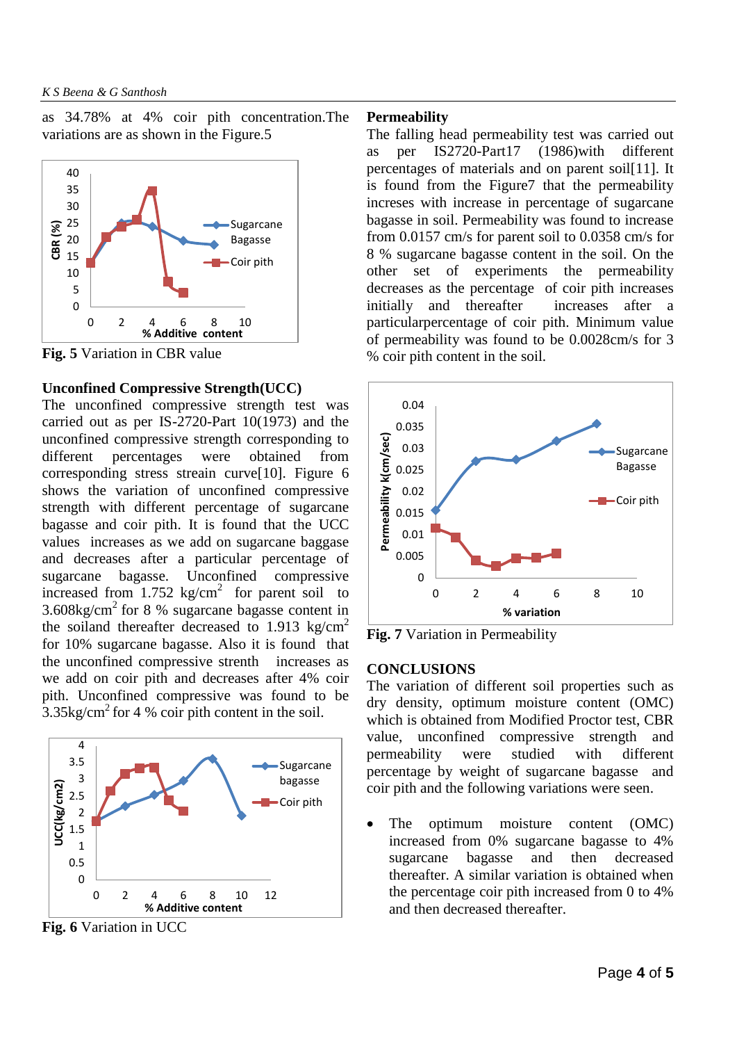as 34.78% at 4% coir pith concentration.The variations are as shown in the Figure.5

**Fig. 5** Variation in CBR value

### Unconfined Compressive Strength(UCC)

The unconfined compressive strength test was carried out as per IS-2720-Part 10(1973) and the unconfined compressive strength corresponding to different percentages were obtained from corresponding stress strain curve[10]. Figure 6 shows the variation of unconfined compressive strength with different percentage of sugarcane bagasse and coir pith. It is found that the UCC values increases as we add on sugarcane baggase and decreases after a particular percentage of sugarcane bagasse. Unconfined compressive increased from 1.752 $kg/cm^2$ for parent soil to 3.608$kg/cm^2$ for 8 % sugarcane bagasse content in the soiland thereafter decreased to 1.913 $kg/cm^2$ for 10% sugarcane bagasse. Also it is found that the unconfined compressive strenth increases as we add on coir pith and decreases after 4% coir pith. Unconfined compressive was found to be 3.35$kg/cm^2$ for 4 % coir pith content in the soil.

**Fig. 6** Variation in UCC

### Permeability

The falling head permeability test was carried out as per IS2720-Part17 (1986)with different percentages of materials and on parent soil[11]. It is found from the Figure7 that the permeability increses with increase in percentage of sugarcane bagasse in soil. Permeability was found to increase from 0.0157 cm/s for parent soil to 0.0358 cm/s for 8 % sugarcane bagasse content in the soil. On the other set of experiments the permeability decreases as the percentage of coir pith increases initially and thereafter increases after a particularpercentage of coir pith. Minimum value of permeability was found to be 0.0028cm/s for 3 % coir pith content in the soil.

**Fig. 7** Variation in Permeability

## CONCLUSIONS

The variation of different soil properties such as dry density, optimum moisture content (OMC) which is obtained from Modified Proctor test, CBR value, unconfined compressive strength and permeability were studied with different percentage by weight of sugarcane bagasse and coir pith and the following variations were seen.

- The optimum moisture content (OMC) increased from 0% sugarcane bagasse to 4% sugarcane bagasse and then decreased thereafter. A similar variation is obtained when the percentage coir pith increased from 0 to 4% and then decreased thereafter.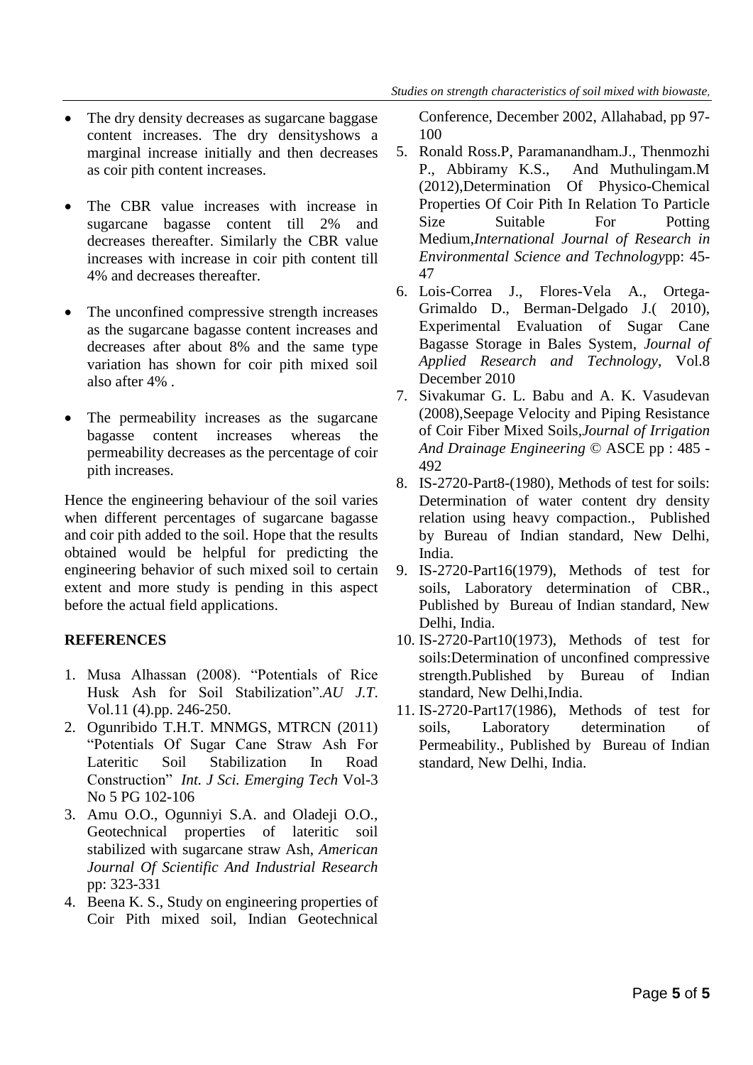- The dry density decreases as sugarcane baggase content increases. The dry densityshows a marginal increase initially and then decreases as coir pith content increases.

- The CBR value increases with increase in sugarcane bagasse content till 2% and decreases thereafter. Similarly the CBR value increases with increase in coir pith content till 4% and decreases thereafter.

- The unconfined compressive strength increases as the sugarcane bagasse content increases and decreases after about 8% and the same type variation has shown for coir pith mixed soil also after 4% .

- The permeability increases as the sugarcane bagasse content increases whereas the permeability decreases as the percentage of coir pith increases.

Hence the engineering behaviour of the soil varies when different percentages of sugarcane bagasse and coir pith added to the soil. Hope that the results obtained would be helpful for predicting the engineering behavior of such mixed soil to certain extent and more study is pending in this aspect before the actual field applications.

## REFERENCES

1. Musa Alhassan (2008). "Potentials of Rice Husk Ash for Soil Stabilization".*AU J.T.* Vol.11 (4).pp. 246-250.
2. Ogunribido T.H.T. MNMGS, MTRCN (2011) "Potentials Of Sugar Cane Straw Ash For Lateritic Soil Stabilization In Road Construction" *Int. J Sci. Emerging Tech* Vol-3 No 5 PG 102-106
3. Amu O.O., Ogunniyi S.A. and Oladeji O.O., Geotechnical properties of lateritic soil stabilized with sugarcane straw Ash, *American Journal Of Scientific And Industrial Research* pp: 323-331
4. Beena K. S., Study on engineering properties of Coir Pith mixed soil, Indian Geotechnical Conference, December 2002, Allahabad, pp 97-100
5. Ronald Ross.P, Paramanandham.J., Thenmozhi P., Abbiramy K.S., And Muthulingam.M (2012),Determination Of Physico-Chemical Properties Of Coir Pith In Relation To Particle Size Suitable For Potting Medium,*International Journal of Research in Environmental Science and Technology*pp: 45-47
6. Lois-Correa J., Flores-Vela A., Ortega-Grimaldo D., Berman-Delgado J.( 2010), Experimental Evaluation of Sugar Cane Bagasse Storage in Bales System, *Journal of Applied Research and Technology*, Vol.8 December 2010
7. Sivakumar G. L. Babu and A. K. Vasudevan (2008),Seepage Velocity and Piping Resistance of Coir Fiber Mixed Soils,*Journal of Irrigation And Drainage Engineering* © ASCE pp : 485 - 492
8. IS-2720-Part8-(1980), Methods of test for soils: Determination of water content dry density relation using heavy compaction., Published by Bureau of Indian standard, New Delhi, India.
9. IS-2720-Part16(1979), Methods of test for soils, Laboratory determination of CBR., Published by Bureau of Indian standard, New Delhi, India.
10. IS-2720-Part10(1973), Methods of test for soils:Determination of unconfined compressive strength.Published by Bureau of Indian standard, New Delhi,India.
11. IS-2720-Part17(1986), Methods of test for soils, Laboratory determination of Permeability., Published by Bureau of Indian standard, New Delhi, India.